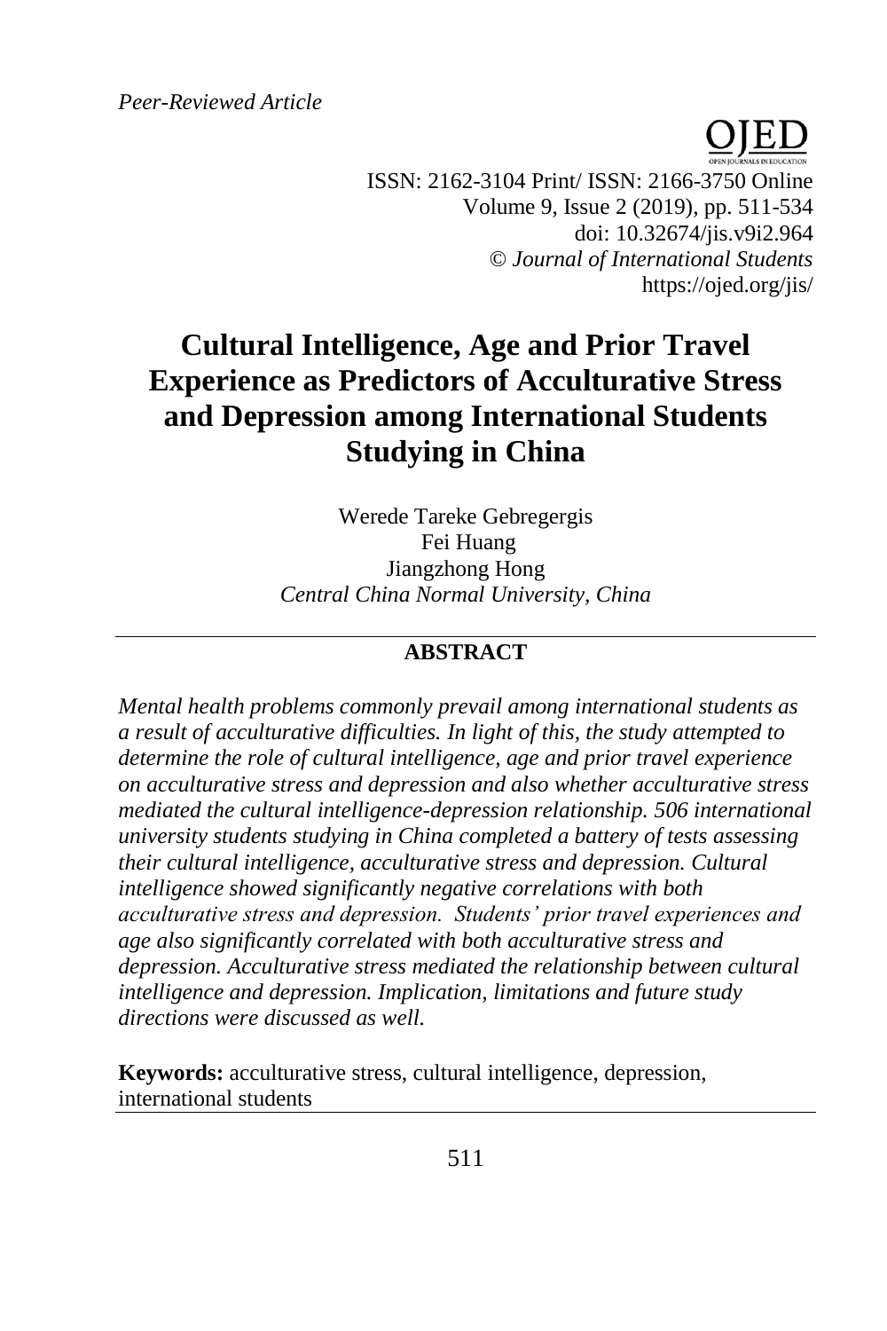*Peer-Reviewed Article*

ISSN: 2162-3104 Print/ ISSN: 2166-3750 Online
Volume 9, Issue 2 (2019), pp. 511-534
doi: 10.32674/jis.v9i2.964
© *Journal of International Students*
https://ojed.org/jis/

# Cultural Intelligence, Age and Prior Travel Experience as Predictors of Acculturative Stress and Depression among International Students Studying in China

Werede Tareke Gebregergis
Fei Huang
Jiangzhong Hong
*Central China Normal University, China*

## ABSTRACT

*Mental health problems commonly prevail among international students as a result of acculturative difficulties. In light of this, the study attempted to determine the role of cultural intelligence, age and prior travel experience on acculturative stress and depression and also whether acculturative stress mediated the cultural intelligence-depression relationship. 506 international university students studying in China completed a battery of tests assessing their cultural intelligence, acculturative stress and depression. Cultural intelligence showed significantly negative correlations with both acculturative stress and depression. Students' prior travel experiences and age also significantly correlated with both acculturative stress and depression. Acculturative stress mediated the relationship between cultural intelligence and depression. Implication, limitations and future study directions were discussed as well.*

**Keywords:** acculturative stress, cultural intelligence, depression, international students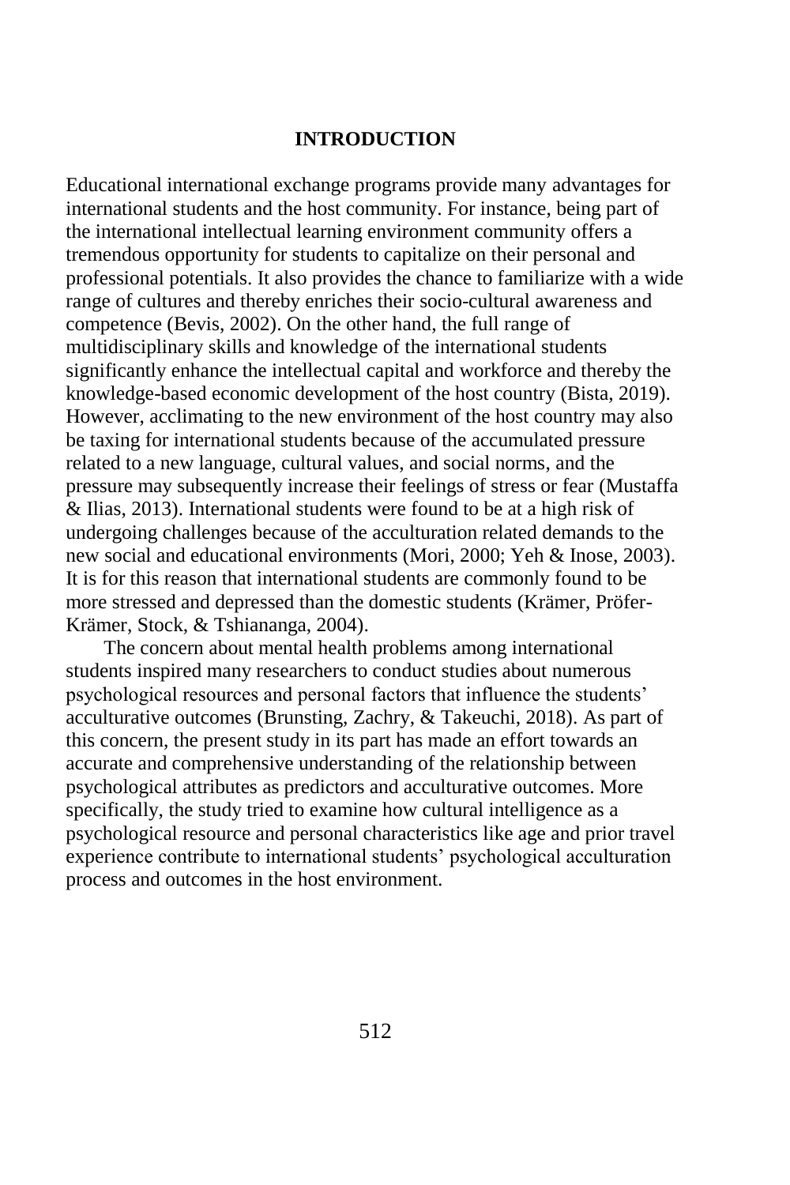## INTRODUCTION

Educational international exchange programs provide many advantages for international students and the host community. For instance, being part of the international intellectual learning environment community offers a tremendous opportunity for students to capitalize on their personal and professional potentials. It also provides the chance to familiarize with a wide range of cultures and thereby enriches their socio-cultural awareness and competence (Bevis, 2002). On the other hand, the full range of multidisciplinary skills and knowledge of the international students significantly enhance the intellectual capital and workforce and thereby the knowledge-based economic development of the host country (Bista, 2019). However, acclimating to the new environment of the host country may also be taxing for international students because of the accumulated pressure related to a new language, cultural values, and social norms, and the pressure may subsequently increase their feelings of stress or fear (Mustaffa & Ilias, 2013). International students were found to be at a high risk of undergoing challenges because of the acculturation related demands to the new social and educational environments (Mori, 2000; Yeh & Inose, 2003). It is for this reason that international students are commonly found to be more stressed and depressed than the domestic students (Krämer, Pröfer-Krämer, Stock, & Tshiananga, 2004).

The concern about mental health problems among international students inspired many researchers to conduct studies about numerous psychological resources and personal factors that influence the students' acculturative outcomes (Brunsting, Zachry, & Takeuchi, 2018). As part of this concern, the present study in its part has made an effort towards an accurate and comprehensive understanding of the relationship between psychological attributes as predictors and acculturative outcomes. More specifically, the study tried to examine how cultural intelligence as a psychological resource and personal characteristics like age and prior travel experience contribute to international students' psychological acculturation process and outcomes in the host environment.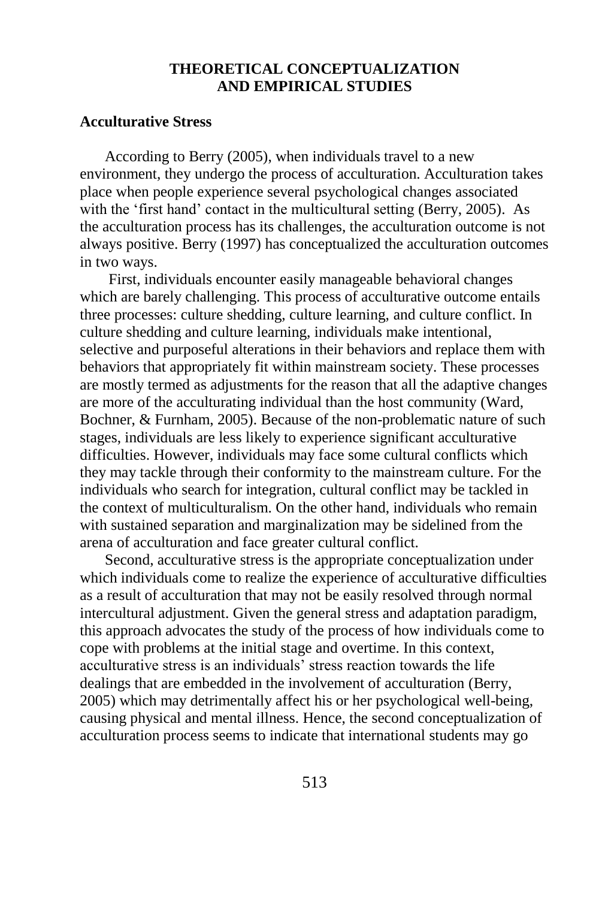## THEORETICAL CONCEPTUALIZATION AND EMPIRICAL STUDIES

### Acculturative Stress

According to Berry (2005), when individuals travel to a new environment, they undergo the process of acculturation. Acculturation takes place when people experience several psychological changes associated with the 'first hand' contact in the multicultural setting (Berry, 2005). As the acculturation process has its challenges, the acculturation outcome is not always positive. Berry (1997) has conceptualized the acculturation outcomes in two ways.

First, individuals encounter easily manageable behavioral changes which are barely challenging. This process of acculturative outcome entails three processes: culture shedding, culture learning, and culture conflict. In culture shedding and culture learning, individuals make intentional, selective and purposeful alterations in their behaviors and replace them with behaviors that appropriately fit within mainstream society. These processes are mostly termed as adjustments for the reason that all the adaptive changes are more of the acculturating individual than the host community (Ward, Bochner, & Furnham, 2005). Because of the non-problematic nature of such stages, individuals are less likely to experience significant acculturative difficulties. However, individuals may face some cultural conflicts which they may tackle through their conformity to the mainstream culture. For the individuals who search for integration, cultural conflict may be tackled in the context of multiculturalism. On the other hand, individuals who remain with sustained separation and marginalization may be sidelined from the arena of acculturation and face greater cultural conflict.

Second, acculturative stress is the appropriate conceptualization under which individuals come to realize the experience of acculturative difficulties as a result of acculturation that may not be easily resolved through normal intercultural adjustment. Given the general stress and adaptation paradigm, this approach advocates the study of the process of how individuals come to cope with problems at the initial stage and overtime. In this context, acculturative stress is an individuals' stress reaction towards the life dealings that are embedded in the involvement of acculturation (Berry, 2005) which may detrimentally affect his or her psychological well-being, causing physical and mental illness. Hence, the second conceptualization of acculturation process seems to indicate that international students may go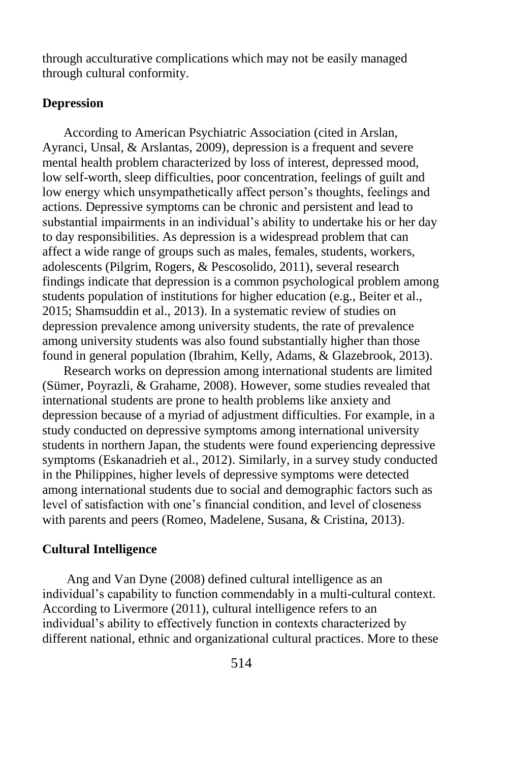through acculturative complications which may not be easily managed through cultural conformity.

## Depression

According to American Psychiatric Association (cited in Arslan, Ayranci, Unsal, & Arslantas, 2009), depression is a frequent and severe mental health problem characterized by loss of interest, depressed mood, low self-worth, sleep difficulties, poor concentration, feelings of guilt and low energy which unsympathetically affect person's thoughts, feelings and actions. Depressive symptoms can be chronic and persistent and lead to substantial impairments in an individual's ability to undertake his or her day to day responsibilities. As depression is a widespread problem that can affect a wide range of groups such as males, females, students, workers, adolescents (Pilgrim, Rogers, & Pescosolido, 2011), several research findings indicate that depression is a common psychological problem among students population of institutions for higher education (e.g., Beiter et al., 2015; Shamsuddin et al., 2013). In a systematic review of studies on depression prevalence among university students, the rate of prevalence among university students was also found substantially higher than those found in general population (Ibrahim, Kelly, Adams, & Glazebrook, 2013).

Research works on depression among international students are limited (Sümer, Poyrazli, & Grahame, 2008). However, some studies revealed that international students are prone to health problems like anxiety and depression because of a myriad of adjustment difficulties. For example, in a study conducted on depressive symptoms among international university students in northern Japan, the students were found experiencing depressive symptoms (Eskanadrieh et al., 2012). Similarly, in a survey study conducted in the Philippines, higher levels of depressive symptoms were detected among international students due to social and demographic factors such as level of satisfaction with one's financial condition, and level of closeness with parents and peers (Romeo, Madelene, Susana, & Cristina, 2013).

## Cultural Intelligence

Ang and Van Dyne (2008) defined cultural intelligence as an individual's capability to function commendably in a multi-cultural context. According to Livermore (2011), cultural intelligence refers to an individual's ability to effectively function in contexts characterized by different national, ethnic and organizational cultural practices. More to these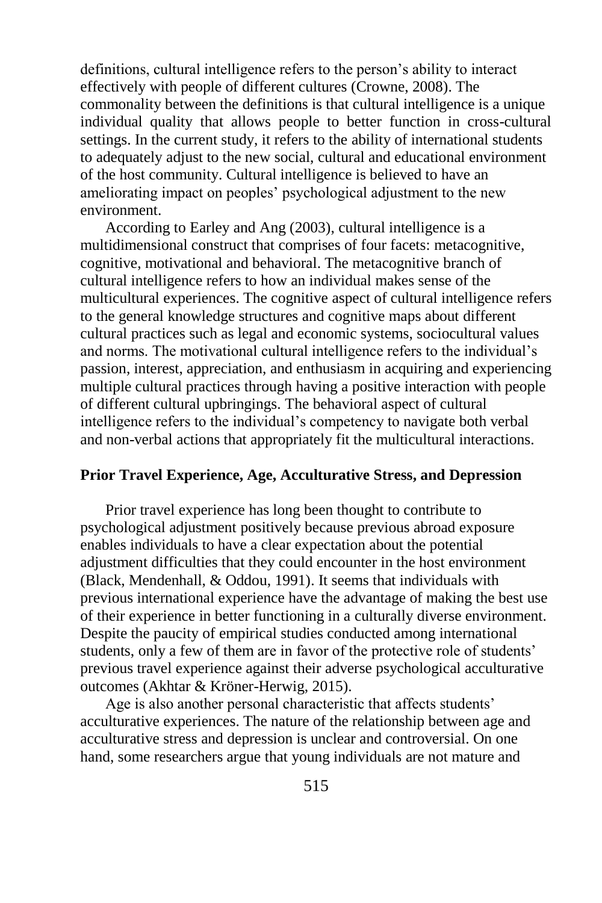definitions, cultural intelligence refers to the person's ability to interact effectively with people of different cultures (Crowne, 2008). The commonality between the definitions is that cultural intelligence is a unique individual quality that allows people to better function in cross-cultural settings. In the current study, it refers to the ability of international students to adequately adjust to the new social, cultural and educational environment of the host community. Cultural intelligence is believed to have an ameliorating impact on peoples' psychological adjustment to the new environment.

According to Earley and Ang (2003), cultural intelligence is a multidimensional construct that comprises of four facets: metacognitive, cognitive, motivational and behavioral. The metacognitive branch of cultural intelligence refers to how an individual makes sense of the multicultural experiences. The cognitive aspect of cultural intelligence refers to the general knowledge structures and cognitive maps about different cultural practices such as legal and economic systems, sociocultural values and norms. The motivational cultural intelligence refers to the individual's passion, interest, appreciation, and enthusiasm in acquiring and experiencing multiple cultural practices through having a positive interaction with people of different cultural upbringings. The behavioral aspect of cultural intelligence refers to the individual's competency to navigate both verbal and non-verbal actions that appropriately fit the multicultural interactions.

## Prior Travel Experience, Age, Acculturative Stress, and Depression

Prior travel experience has long been thought to contribute to psychological adjustment positively because previous abroad exposure enables individuals to have a clear expectation about the potential adjustment difficulties that they could encounter in the host environment (Black, Mendenhall, & Oddou, 1991). It seems that individuals with previous international experience have the advantage of making the best use of their experience in better functioning in a culturally diverse environment. Despite the paucity of empirical studies conducted among international students, only a few of them are in favor of the protective role of students' previous travel experience against their adverse psychological acculturative outcomes (Akhtar & Kröner-Herwig, 2015).

Age is also another personal characteristic that affects students' acculturative experiences. The nature of the relationship between age and acculturative stress and depression is unclear and controversial. On one hand, some researchers argue that young individuals are not mature and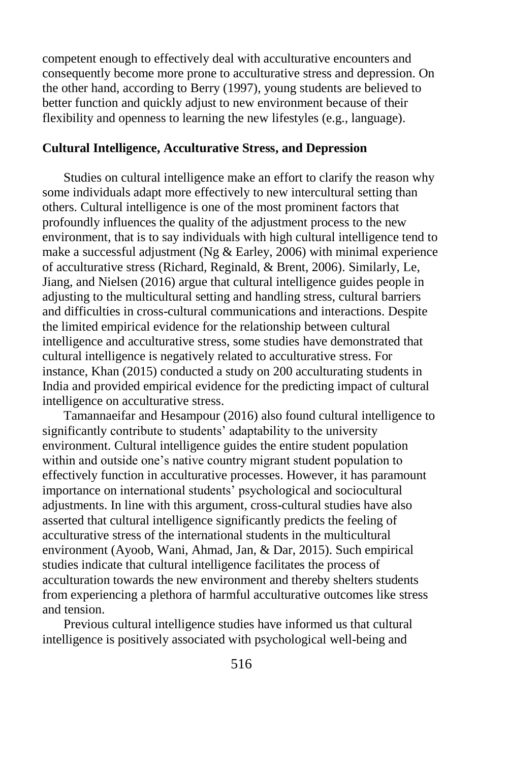competent enough to effectively deal with acculturative encounters and consequently become more prone to acculturative stress and depression. On the other hand, according to Berry (1997), young students are believed to better function and quickly adjust to new environment because of their flexibility and openness to learning the new lifestyles (e.g., language).

## Cultural Intelligence, Acculturative Stress, and Depression

Studies on cultural intelligence make an effort to clarify the reason why some individuals adapt more effectively to new intercultural setting than others. Cultural intelligence is one of the most prominent factors that profoundly influences the quality of the adjustment process to the new environment, that is to say individuals with high cultural intelligence tend to make a successful adjustment (Ng & Earley, 2006) with minimal experience of acculturative stress (Richard, Reginald, & Brent, 2006). Similarly, Le, Jiang, and Nielsen (2016) argue that cultural intelligence guides people in adjusting to the multicultural setting and handling stress, cultural barriers and difficulties in cross-cultural communications and interactions. Despite the limited empirical evidence for the relationship between cultural intelligence and acculturative stress, some studies have demonstrated that cultural intelligence is negatively related to acculturative stress. For instance, Khan (2015) conducted a study on 200 acculturating students in India and provided empirical evidence for the predicting impact of cultural intelligence on acculturative stress.

Tamannaeifar and Hesampour (2016) also found cultural intelligence to significantly contribute to students' adaptability to the university environment. Cultural intelligence guides the entire student population within and outside one's native country migrant student population to effectively function in acculturative processes. However, it has paramount importance on international students' psychological and sociocultural adjustments. In line with this argument, cross-cultural studies have also asserted that cultural intelligence significantly predicts the feeling of acculturative stress of the international students in the multicultural environment (Ayoob, Wani, Ahmad, Jan, & Dar, 2015). Such empirical studies indicate that cultural intelligence facilitates the process of acculturation towards the new environment and thereby shelters students from experiencing a plethora of harmful acculturative outcomes like stress and tension.

Previous cultural intelligence studies have informed us that cultural intelligence is positively associated with psychological well-being and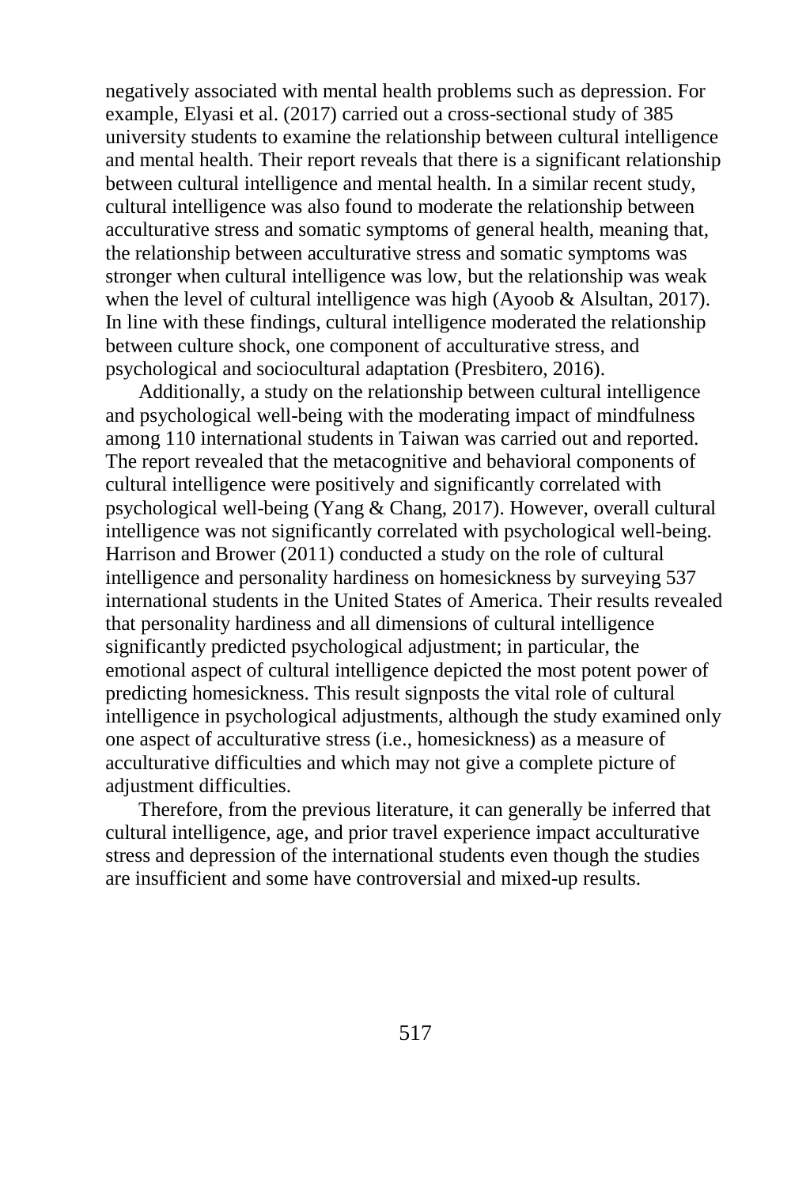negatively associated with mental health problems such as depression. For example, Elyasi et al. (2017) carried out a cross-sectional study of 385 university students to examine the relationship between cultural intelligence and mental health. Their report reveals that there is a significant relationship between cultural intelligence and mental health. In a similar recent study, cultural intelligence was also found to moderate the relationship between acculturative stress and somatic symptoms of general health, meaning that, the relationship between acculturative stress and somatic symptoms was stronger when cultural intelligence was low, but the relationship was weak when the level of cultural intelligence was high (Ayoob & Alsultan, 2017). In line with these findings, cultural intelligence moderated the relationship between culture shock, one component of acculturative stress, and psychological and sociocultural adaptation (Presbitero, 2016).

Additionally, a study on the relationship between cultural intelligence and psychological well-being with the moderating impact of mindfulness among 110 international students in Taiwan was carried out and reported. The report revealed that the metacognitive and behavioral components of cultural intelligence were positively and significantly correlated with psychological well-being (Yang & Chang, 2017). However, overall cultural intelligence was not significantly correlated with psychological well-being. Harrison and Brower (2011) conducted a study on the role of cultural intelligence and personality hardiness on homesickness by surveying 537 international students in the United States of America. Their results revealed that personality hardiness and all dimensions of cultural intelligence significantly predicted psychological adjustment; in particular, the emotional aspect of cultural intelligence depicted the most potent power of predicting homesickness. This result signposts the vital role of cultural intelligence in psychological adjustments, although the study examined only one aspect of acculturative stress (i.e., homesickness) as a measure of acculturative difficulties and which may not give a complete picture of adjustment difficulties.

Therefore, from the previous literature, it can generally be inferred that cultural intelligence, age, and prior travel experience impact acculturative stress and depression of the international students even though the studies are insufficient and some have controversial and mixed-up results.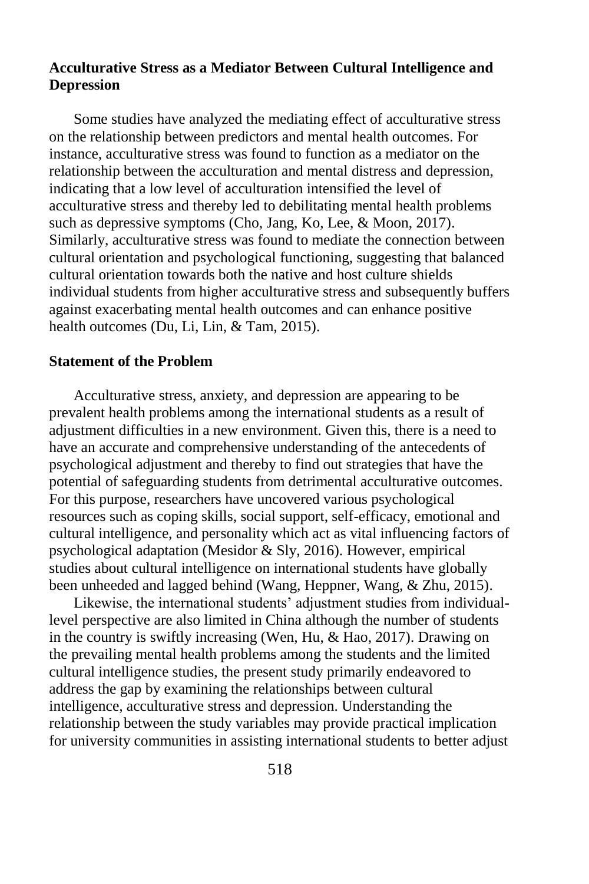**Acculturative Stress as a Mediator Between Cultural Intelligence and Depression**

Some studies have analyzed the mediating effect of acculturative stress on the relationship between predictors and mental health outcomes. For instance, acculturative stress was found to function as a mediator on the relationship between the acculturation and mental distress and depression, indicating that a low level of acculturation intensified the level of acculturative stress and thereby led to debilitating mental health problems such as depressive symptoms (Cho, Jang, Ko, Lee, & Moon, 2017). Similarly, acculturative stress was found to mediate the connection between cultural orientation and psychological functioning, suggesting that balanced cultural orientation towards both the native and host culture shields individual students from higher acculturative stress and subsequently buffers against exacerbating mental health outcomes and can enhance positive health outcomes (Du, Li, Lin, & Tam, 2015).

**Statement of the Problem**

Acculturative stress, anxiety, and depression are appearing to be prevalent health problems among the international students as a result of adjustment difficulties in a new environment. Given this, there is a need to have an accurate and comprehensive understanding of the antecedents of psychological adjustment and thereby to find out strategies that have the potential of safeguarding students from detrimental acculturative outcomes. For this purpose, researchers have uncovered various psychological resources such as coping skills, social support, self-efficacy, emotional and cultural intelligence, and personality which act as vital influencing factors of psychological adaptation (Mesidor & Sly, 2016). However, empirical studies about cultural intelligence on international students have globally been unheeded and lagged behind (Wang, Heppner, Wang, & Zhu, 2015).

Likewise, the international students' adjustment studies from individual-level perspective are also limited in China although the number of students in the country is swiftly increasing (Wen, Hu, & Hao, 2017). Drawing on the prevailing mental health problems among the students and the limited cultural intelligence studies, the present study primarily endeavored to address the gap by examining the relationships between cultural intelligence, acculturative stress and depression. Understanding the relationship between the study variables may provide practical implication for university communities in assisting international students to better adjust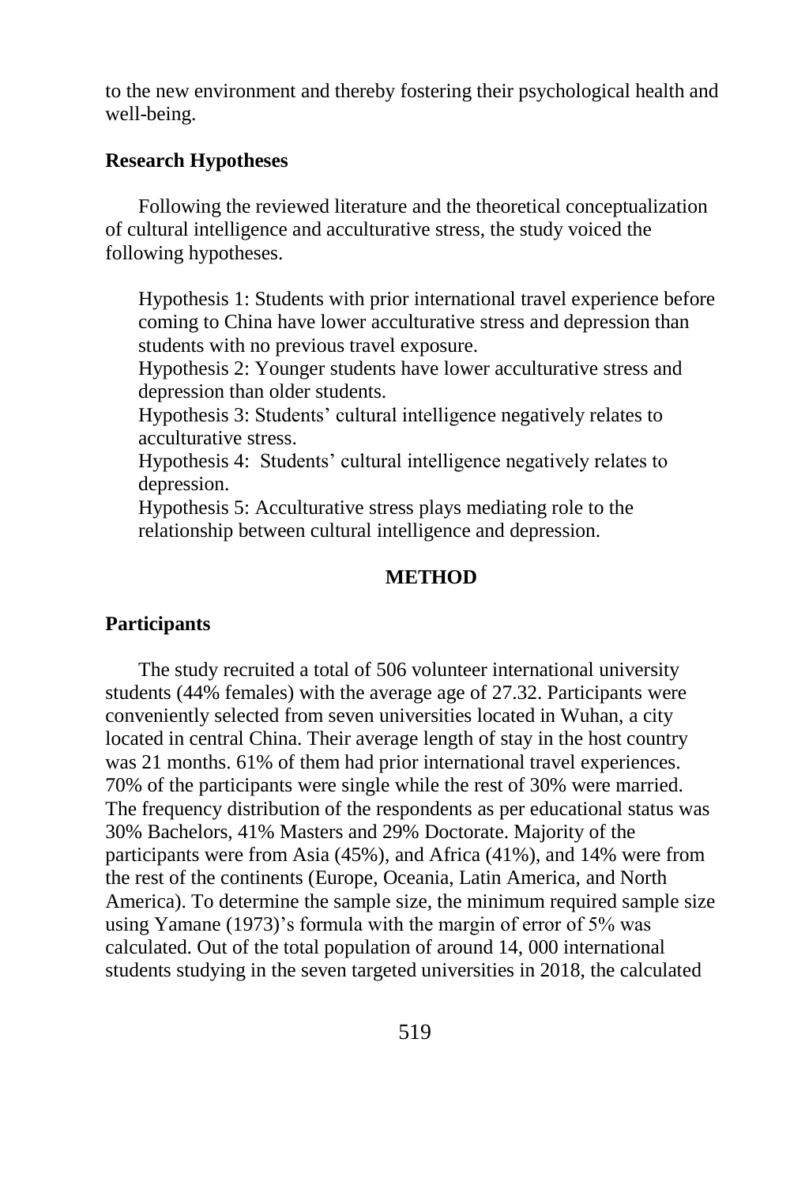to the new environment and thereby fostering their psychological health and well-being.

### Research Hypotheses

Following the reviewed literature and the theoretical conceptualization of cultural intelligence and acculturative stress, the study voiced the following hypotheses.

Hypothesis 1: Students with prior international travel experience before coming to China have lower acculturative stress and depression than students with no previous travel exposure.
Hypothesis 2: Younger students have lower acculturative stress and depression than older students.
Hypothesis 3: Students' cultural intelligence negatively relates to acculturative stress.
Hypothesis 4: Students' cultural intelligence negatively relates to depression.
Hypothesis 5: Acculturative stress plays mediating role to the relationship between cultural intelligence and depression.

## METHOD

### Participants

The study recruited a total of 506 volunteer international university students (44% females) with the average age of 27.32. Participants were conveniently selected from seven universities located in Wuhan, a city located in central China. Their average length of stay in the host country was 21 months. 61% of them had prior international travel experiences. 70% of the participants were single while the rest of 30% were married. The frequency distribution of the respondents as per educational status was 30% Bachelors, 41% Masters and 29% Doctorate. Majority of the participants were from Asia (45%), and Africa (41%), and 14% were from the rest of the continents (Europe, Oceania, Latin America, and North America). To determine the sample size, the minimum required sample size using Yamane (1973)'s formula with the margin of error of 5% was calculated. Out of the total population of around 14, 000 international students studying in the seven targeted universities in 2018, the calculated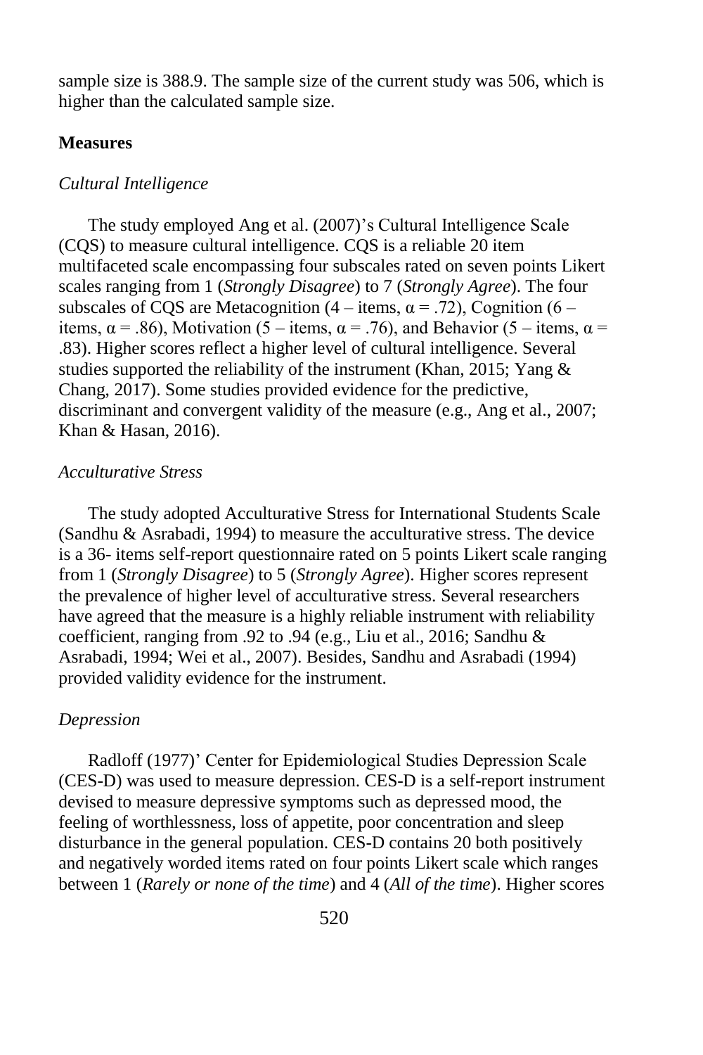sample size is 388.9. The sample size of the current study was 506, which is higher than the calculated sample size.

## Measures

### *Cultural Intelligence*

The study employed Ang et al. (2007)'s Cultural Intelligence Scale (CQS) to measure cultural intelligence. CQS is a reliable 20 item multifaceted scale encompassing four subscales rated on seven points Likert scales ranging from 1 (*Strongly Disagree*) to 7 (*Strongly Agree*). The four subscales of CQS are Metacognition (4 – items, $\alpha = .72$), Cognition (6 – items, $\alpha = .86$), Motivation (5 – items, $\alpha = .76$), and Behavior (5 – items, $\alpha = .83$). Higher scores reflect a higher level of cultural intelligence. Several studies supported the reliability of the instrument (Khan, 2015; Yang & Chang, 2017). Some studies provided evidence for the predictive, discriminant and convergent validity of the measure (e.g., Ang et al., 2007; Khan & Hasan, 2016).

### *Acculturative Stress*

The study adopted Acculturative Stress for International Students Scale (Sandhu & Asrabadi, 1994) to measure the acculturative stress. The device is a 36- items self-report questionnaire rated on 5 points Likert scale ranging from 1 (*Strongly Disagree*) to 5 (*Strongly Agree*). Higher scores represent the prevalence of higher level of acculturative stress. Several researchers have agreed that the measure is a highly reliable instrument with reliability coefficient, ranging from .92 to .94 (e.g., Liu et al., 2016; Sandhu & Asrabadi, 1994; Wei et al., 2007). Besides, Sandhu and Asrabadi (1994) provided validity evidence for the instrument.

### *Depression*

Radloff (1977)' Center for Epidemiological Studies Depression Scale (CES-D) was used to measure depression. CES-D is a self-report instrument devised to measure depressive symptoms such as depressed mood, the feeling of worthlessness, loss of appetite, poor concentration and sleep disturbance in the general population. CES-D contains 20 both positively and negatively worded items rated on four points Likert scale which ranges between 1 (*Rarely or none of the time*) and 4 (*All of the time*). Higher scores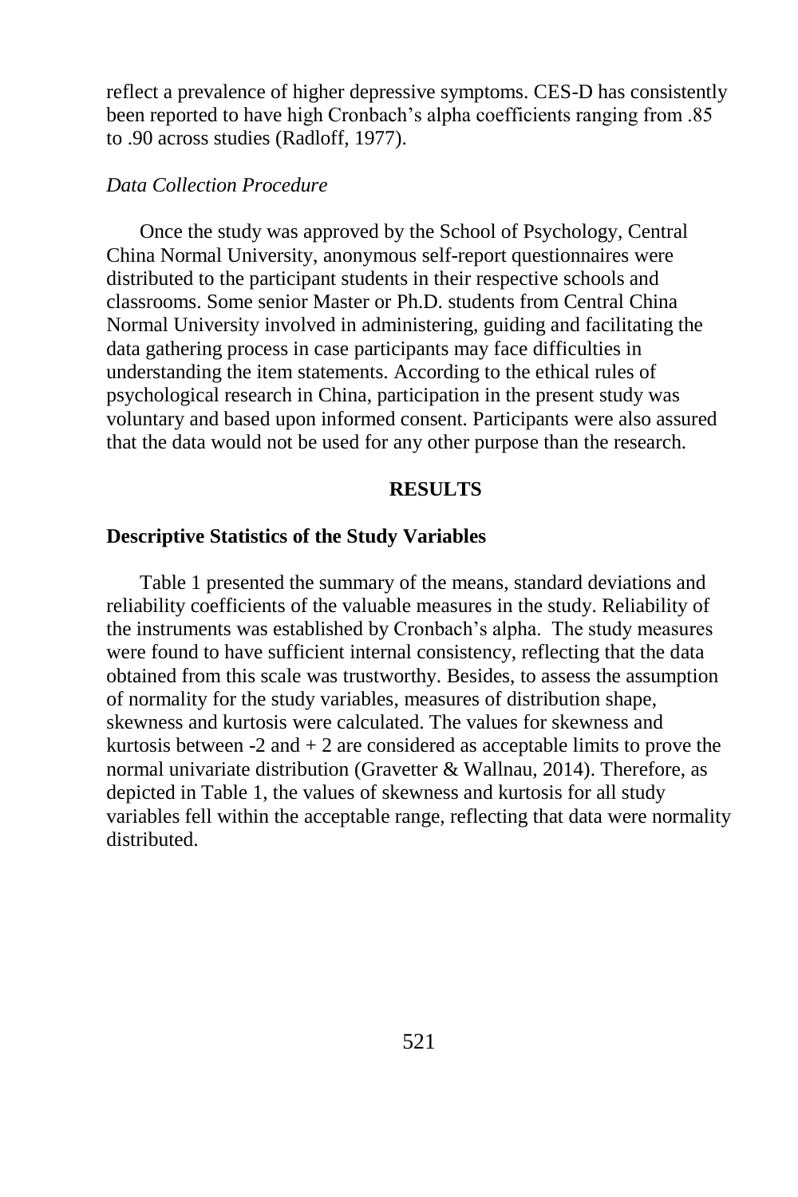reflect a prevalence of higher depressive symptoms. CES-D has consistently been reported to have high Cronbach's alpha coefficients ranging from .85 to .90 across studies (Radloff, 1977).

*Data Collection Procedure*

Once the study was approved by the School of Psychology, Central China Normal University, anonymous self-report questionnaires were distributed to the participant students in their respective schools and classrooms. Some senior Master or Ph.D. students from Central China Normal University involved in administering, guiding and facilitating the data gathering process in case participants may face difficulties in understanding the item statements. According to the ethical rules of psychological research in China, participation in the present study was voluntary and based upon informed consent. Participants were also assured that the data would not be used for any other purpose than the research.

## RESULTS

### Descriptive Statistics of the Study Variables

Table 1 presented the summary of the means, standard deviations and reliability coefficients of the valuable measures in the study. Reliability of the instruments was established by Cronbach's alpha. The study measures were found to have sufficient internal consistency, reflecting that the data obtained from this scale was trustworthy. Besides, to assess the assumption of normality for the study variables, measures of distribution shape, skewness and kurtosis were calculated. The values for skewness and kurtosis between -2 and + 2 are considered as acceptable limits to prove the normal univariate distribution (Gravetter & Wallnau, 2014). Therefore, as depicted in Table 1, the values of skewness and kurtosis for all study variables fell within the acceptable range, reflecting that data were normality distributed.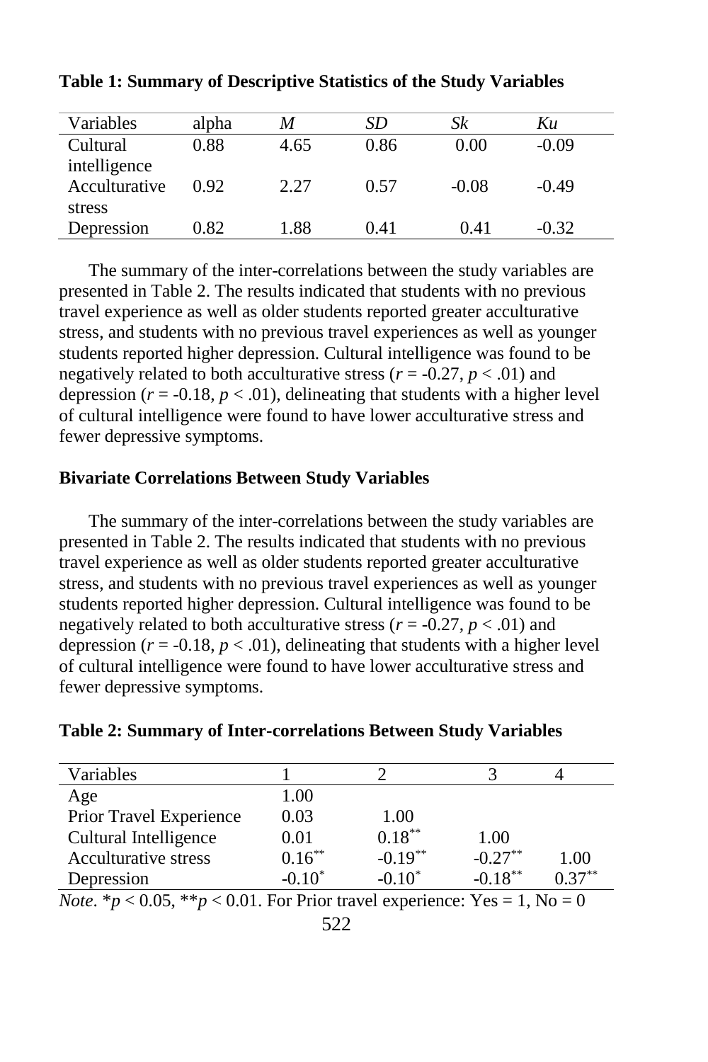**Table 1: Summary of Descriptive Statistics of the Study Variables**

| Variables | alpha | *M* | *SD* | *Sk* | *Ku* |
|---|---|---|---|---|---|
| Cultural intelligence | 0.88 | 4.65 | 0.86 | 0.00 | -0.09 |
| Acculturative stress | 0.92 | 2.27 | 0.57 | -0.08 | -0.49 |
| Depression | 0.82 | 1.88 | 0.41 | 0.41 | -0.32 |

The summary of the inter-correlations between the study variables are presented in Table 2. The results indicated that students with no previous travel experience as well as older students reported greater acculturative stress, and students with no previous travel experiences as well as younger students reported higher depression. Cultural intelligence was found to be negatively related to both acculturative stress ($r$ = -0.27, $p < .01$) and depression ($r$ = -0.18, $p < .01$), delineating that students with a higher level of cultural intelligence were found to have lower acculturative stress and fewer depressive symptoms.

**Bivariate Correlations Between Study Variables**

The summary of the inter-correlations between the study variables are presented in Table 2. The results indicated that students with no previous travel experience as well as older students reported greater acculturative stress, and students with no previous travel experiences as well as younger students reported higher depression. Cultural intelligence was found to be negatively related to both acculturative stress ($r$ = -0.27, $p < .01$) and depression ($r$ = -0.18, $p < .01$), delineating that students with a higher level of cultural intelligence were found to have lower acculturative stress and fewer depressive symptoms.

**Table 2: Summary of Inter-correlations Between Study Variables**

| Variables | 1 | 2 | 3 | 4 |
|---|---|---|---|---|
| Age | 1.00 | | | |
| Prior Travel Experience | 0.03 | 1.00 | | |
| Cultural Intelligence | 0.01 | $0.18^{**}$ | 1.00 | |
| Acculturative stress | $0.16^{**}$ | $-0.19^{**}$ | $-0.27^{**}$ | 1.00 |
| Depression | $-0.10^{*}$ | $-0.10^{*}$ | $-0.18^{**}$ | $0.37^{**}$ |

*Note*. $^{*}p < 0.05$, $^{**}p < 0.01$. For Prior travel experience: Yes = 1, No = 0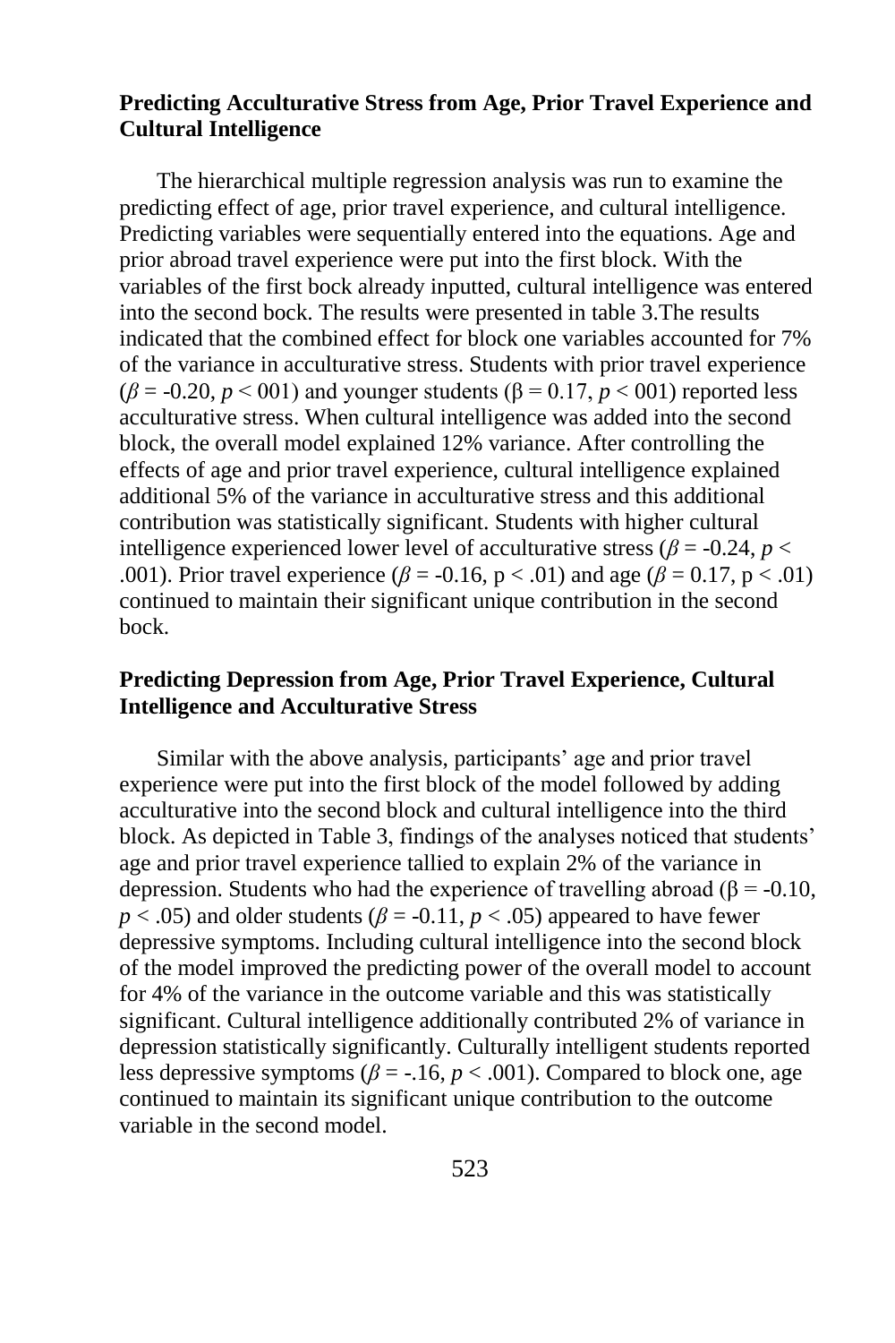**Predicting Acculturative Stress from Age, Prior Travel Experience and Cultural Intelligence**

The hierarchical multiple regression analysis was run to examine the predicting effect of age, prior travel experience, and cultural intelligence. Predicting variables were sequentially entered into the equations. Age and prior abroad travel experience were put into the first block. With the variables of the first bock already inputted, cultural intelligence was entered into the second bock. The results were presented in table 3.The results indicated that the combined effect for block one variables accounted for 7% of the variance in acculturative stress. Students with prior travel experience ($\beta$ = -0.20, $p$ < 001) and younger students ($\beta$ = 0.17, $p$ < 001) reported less acculturative stress. When cultural intelligence was added into the second block, the overall model explained 12% variance. After controlling the effects of age and prior travel experience, cultural intelligence explained additional 5% of the variance in acculturative stress and this additional contribution was statistically significant. Students with higher cultural intelligence experienced lower level of acculturative stress ($\beta$ = -0.24, $p$ < .001). Prior travel experience ($\beta$ = -0.16, p < .01) and age ($\beta$ = 0.17, p < .01) continued to maintain their significant unique contribution in the second bock.

**Predicting Depression from Age, Prior Travel Experience, Cultural Intelligence and Acculturative Stress**

Similar with the above analysis, participants' age and prior travel experience were put into the first block of the model followed by adding acculturative into the second block and cultural intelligence into the third block. As depicted in Table 3, findings of the analyses noticed that students' age and prior travel experience tallied to explain 2% of the variance in depression. Students who had the experience of travelling abroad ($\beta$ = -0.10, $p$ < .05) and older students ($\beta$ = -0.11, $p$ < .05) appeared to have fewer depressive symptoms. Including cultural intelligence into the second block of the model improved the predicting power of the overall model to account for 4% of the variance in the outcome variable and this was statistically significant. Cultural intelligence additionally contributed 2% of variance in depression statistically significantly. Culturally intelligent students reported less depressive symptoms ($\beta$ = -.16, $p$ < .001). Compared to block one, age continued to maintain its significant unique contribution to the outcome variable in the second model.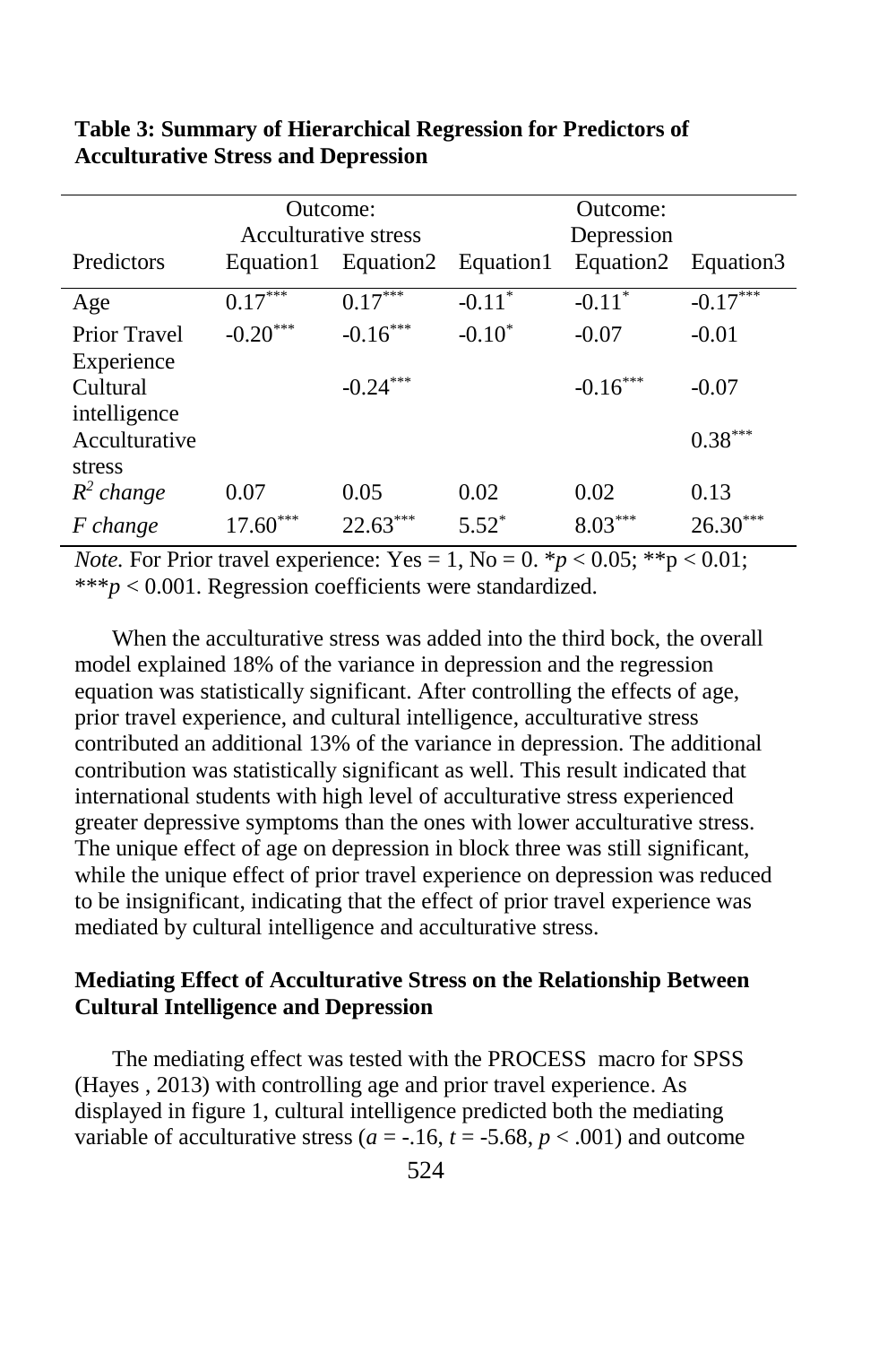**Table 3: Summary of Hierarchical Regression for Predictors of Acculturative Stress and Depression**

| | Outcome: Acculturative stress | | Outcome: Depression | | |
|---|---|---|---|---|---|
| Predictors | Equation1 | Equation2 | Equation1 | Equation2 | Equation3 |
| Age | $0.17^{***}$ | $0.17^{***}$ | $-0.11^{*}$ | $-0.11^{*}$ | $-0.17^{***}$ |
| Prior Travel Experience | $-0.20^{***}$ | $-0.16^{***}$ | $-0.10^{*}$ | -0.07 | -0.01 |
| Cultural intelligence | | $-0.24^{***}$ | | $-0.16^{***}$ | -0.07 |
| Acculturative stress | | | | | $0.38^{***}$ |
| $R^2$ *change* | 0.07 | 0.05 | 0.02 | 0.02 | 0.13 |
| *F change* | $17.60^{***}$ | $22.63^{***}$ | $5.52^{*}$ | $8.03^{***}$ | $26.30^{***}$ |

*Note.* For Prior travel experience: Yes = 1, No = 0. \**p* < 0.05; \*\*p < 0.01; \*\*\**p* < 0.001. Regression coefficients were standardized.

When the acculturative stress was added into the third bock, the overall model explained 18% of the variance in depression and the regression equation was statistically significant. After controlling the effects of age, prior travel experience, and cultural intelligence, acculturative stress contributed an additional 13% of the variance in depression. The additional contribution was statistically significant as well. This result indicated that international students with high level of acculturative stress experienced greater depressive symptoms than the ones with lower acculturative stress. The unique effect of age on depression in block three was still significant, while the unique effect of prior travel experience on depression was reduced to be insignificant, indicating that the effect of prior travel experience was mediated by cultural intelligence and acculturative stress.

### Mediating Effect of Acculturative Stress on the Relationship Between Cultural Intelligence and Depression

The mediating effect was tested with the PROCESS macro for SPSS (Hayes , 2013) with controlling age and prior travel experience. As displayed in figure 1, cultural intelligence predicted both the mediating variable of acculturative stress ($a$ = -.16, $t$ = -5.68, $p$ < .001) and outcome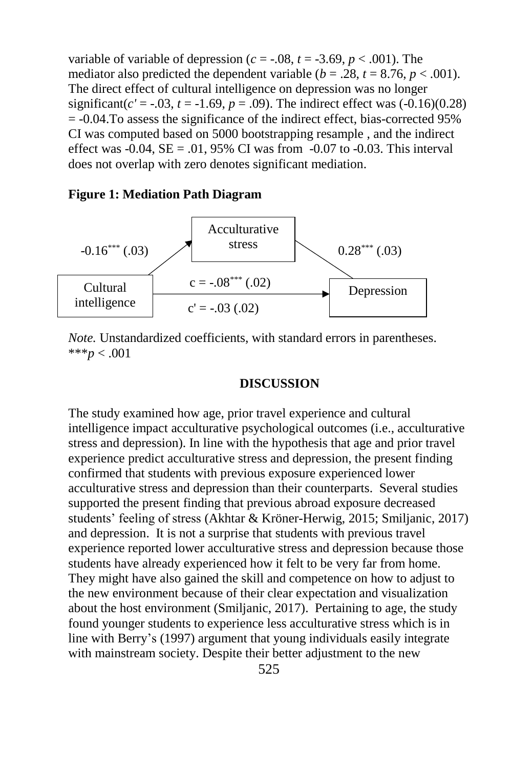variable of variable of depression ($c$ = -.08, $t$ = -3.69, $p$ < .001). The mediator also predicted the dependent variable ($b$ = .28, $t$ = 8.76, $p$ < .001). The direct effect of cultural intelligence on depression was no longer significant($c'$ = -.03, $t$ = -1.69, $p$ = .09). The indirect effect was (-0.16)(0.28) = -0.04.To assess the significance of the indirect effect, bias-corrected 95% CI was computed based on 5000 bootstrapping resample , and the indirect effect was -0.04, SE = .01, 95% CI was from -0.07 to -0.03. This interval does not overlap with zero denotes significant mediation.

**Figure 1: Mediation Path Diagram**

Cultural intelligence → Acculturative stress: $-0.16^{***}$ (.03)

Acculturative stress → Depression: $0.28^{***}$ (.03)

Cultural intelligence → Depression: $c = -.08^{***}$ (.02); $c' = -.03$ (.02)

*Note.* Unstandardized coefficients, with standard errors in parentheses. ***$p$ < .001

## DISCUSSION

The study examined how age, prior travel experience and cultural intelligence impact acculturative psychological outcomes (i.e., acculturative stress and depression). In line with the hypothesis that age and prior travel experience predict acculturative stress and depression, the present finding confirmed that students with previous exposure experienced lower acculturative stress and depression than their counterparts. Several studies supported the present finding that previous abroad exposure decreased students' feeling of stress (Akhtar & Kröner-Herwig, 2015; Smiljanic, 2017) and depression. It is not a surprise that students with previous travel experience reported lower acculturative stress and depression because those students have already experienced how it felt to be very far from home. They might have also gained the skill and competence on how to adjust to the new environment because of their clear expectation and visualization about the host environment (Smiljanic, 2017). Pertaining to age, the study found younger students to experience less acculturative stress which is in line with Berry's (1997) argument that young individuals easily integrate with mainstream society. Despite their better adjustment to the new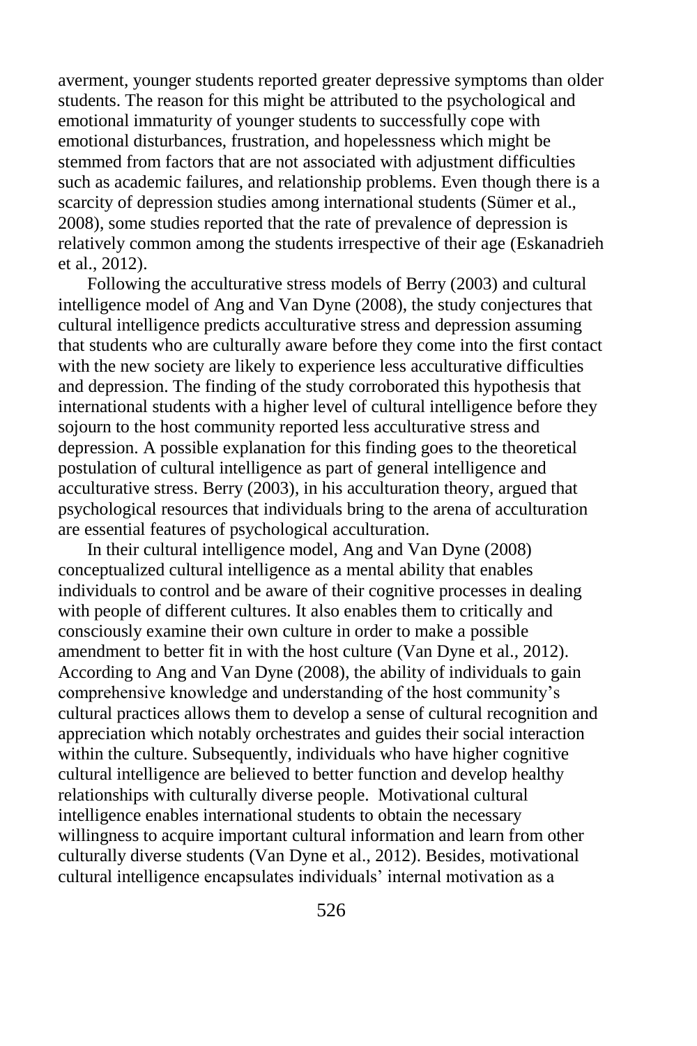averment, younger students reported greater depressive symptoms than older students. The reason for this might be attributed to the psychological and emotional immaturity of younger students to successfully cope with emotional disturbances, frustration, and hopelessness which might be stemmed from factors that are not associated with adjustment difficulties such as academic failures, and relationship problems. Even though there is a scarcity of depression studies among international students (Sümer et al., 2008), some studies reported that the rate of prevalence of depression is relatively common among the students irrespective of their age (Eskanadrieh et al., 2012).

Following the acculturative stress models of Berry (2003) and cultural intelligence model of Ang and Van Dyne (2008), the study conjectures that cultural intelligence predicts acculturative stress and depression assuming that students who are culturally aware before they come into the first contact with the new society are likely to experience less acculturative difficulties and depression. The finding of the study corroborated this hypothesis that international students with a higher level of cultural intelligence before they sojourn to the host community reported less acculturative stress and depression. A possible explanation for this finding goes to the theoretical postulation of cultural intelligence as part of general intelligence and acculturative stress. Berry (2003), in his acculturation theory, argued that psychological resources that individuals bring to the arena of acculturation are essential features of psychological acculturation.

In their cultural intelligence model, Ang and Van Dyne (2008) conceptualized cultural intelligence as a mental ability that enables individuals to control and be aware of their cognitive processes in dealing with people of different cultures. It also enables them to critically and consciously examine their own culture in order to make a possible amendment to better fit in with the host culture (Van Dyne et al., 2012). According to Ang and Van Dyne (2008), the ability of individuals to gain comprehensive knowledge and understanding of the host community's cultural practices allows them to develop a sense of cultural recognition and appreciation which notably orchestrates and guides their social interaction within the culture. Subsequently, individuals who have higher cognitive cultural intelligence are believed to better function and develop healthy relationships with culturally diverse people. Motivational cultural intelligence enables international students to obtain the necessary willingness to acquire important cultural information and learn from other culturally diverse students (Van Dyne et al., 2012). Besides, motivational cultural intelligence encapsulates individuals' internal motivation as a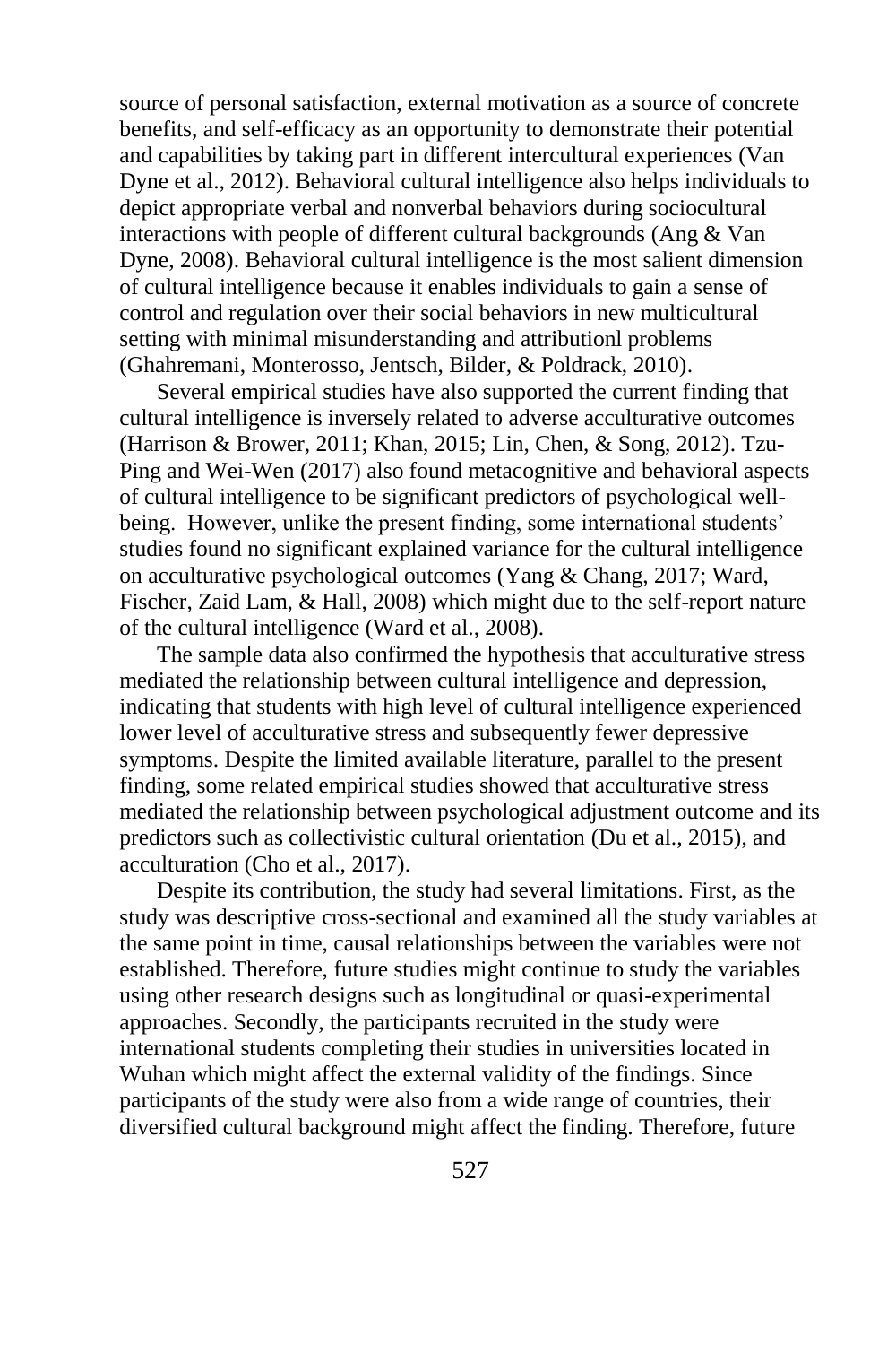source of personal satisfaction, external motivation as a source of concrete benefits, and self-efficacy as an opportunity to demonstrate their potential and capabilities by taking part in different intercultural experiences (Van Dyne et al., 2012). Behavioral cultural intelligence also helps individuals to depict appropriate verbal and nonverbal behaviors during sociocultural interactions with people of different cultural backgrounds (Ang & Van Dyne, 2008). Behavioral cultural intelligence is the most salient dimension of cultural intelligence because it enables individuals to gain a sense of control and regulation over their social behaviors in new multicultural setting with minimal misunderstanding and attributionl problems (Ghahremani, Monterosso, Jentsch, Bilder, & Poldrack, 2010).

Several empirical studies have also supported the current finding that cultural intelligence is inversely related to adverse acculturative outcomes (Harrison & Brower, 2011; Khan, 2015; Lin, Chen, & Song, 2012). Tzu-Ping and Wei-Wen (2017) also found metacognitive and behavioral aspects of cultural intelligence to be significant predictors of psychological well-being. However, unlike the present finding, some international students' studies found no significant explained variance for the cultural intelligence on acculturative psychological outcomes (Yang & Chang, 2017; Ward, Fischer, Zaid Lam, & Hall, 2008) which might due to the self-report nature of the cultural intelligence (Ward et al., 2008).

The sample data also confirmed the hypothesis that acculturative stress mediated the relationship between cultural intelligence and depression, indicating that students with high level of cultural intelligence experienced lower level of acculturative stress and subsequently fewer depressive symptoms. Despite the limited available literature, parallel to the present finding, some related empirical studies showed that acculturative stress mediated the relationship between psychological adjustment outcome and its predictors such as collectivistic cultural orientation (Du et al., 2015), and acculturation (Cho et al., 2017).

Despite its contribution, the study had several limitations. First, as the study was descriptive cross-sectional and examined all the study variables at the same point in time, causal relationships between the variables were not established. Therefore, future studies might continue to study the variables using other research designs such as longitudinal or quasi-experimental approaches. Secondly, the participants recruited in the study were international students completing their studies in universities located in Wuhan which might affect the external validity of the findings. Since participants of the study were also from a wide range of countries, their diversified cultural background might affect the finding. Therefore, future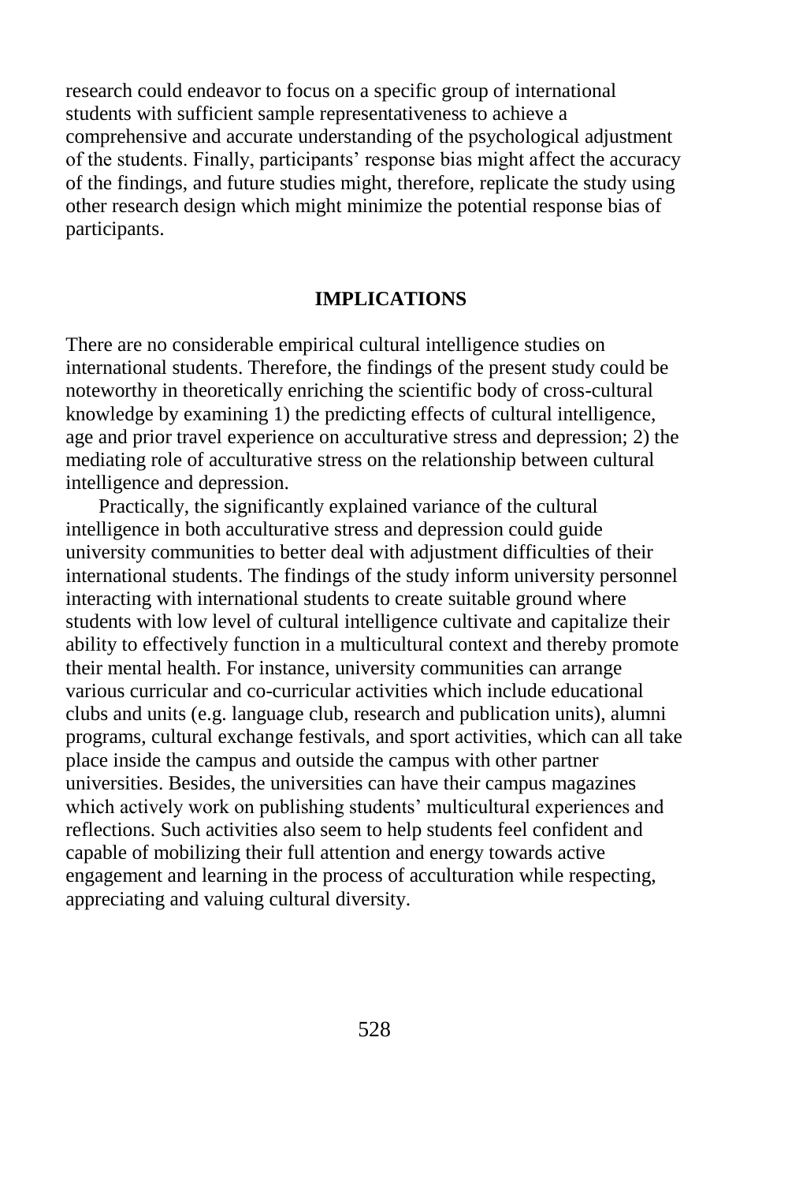research could endeavor to focus on a specific group of international students with sufficient sample representativeness to achieve a comprehensive and accurate understanding of the psychological adjustment of the students. Finally, participants' response bias might affect the accuracy of the findings, and future studies might, therefore, replicate the study using other research design which might minimize the potential response bias of participants.

## IMPLICATIONS

There are no considerable empirical cultural intelligence studies on international students. Therefore, the findings of the present study could be noteworthy in theoretically enriching the scientific body of cross-cultural knowledge by examining 1) the predicting effects of cultural intelligence, age and prior travel experience on acculturative stress and depression; 2) the mediating role of acculturative stress on the relationship between cultural intelligence and depression.

Practically, the significantly explained variance of the cultural intelligence in both acculturative stress and depression could guide university communities to better deal with adjustment difficulties of their international students. The findings of the study inform university personnel interacting with international students to create suitable ground where students with low level of cultural intelligence cultivate and capitalize their ability to effectively function in a multicultural context and thereby promote their mental health. For instance, university communities can arrange various curricular and co-curricular activities which include educational clubs and units (e.g. language club, research and publication units), alumni programs, cultural exchange festivals, and sport activities, which can all take place inside the campus and outside the campus with other partner universities. Besides, the universities can have their campus magazines which actively work on publishing students' multicultural experiences and reflections. Such activities also seem to help students feel confident and capable of mobilizing their full attention and energy towards active engagement and learning in the process of acculturation while respecting, appreciating and valuing cultural diversity.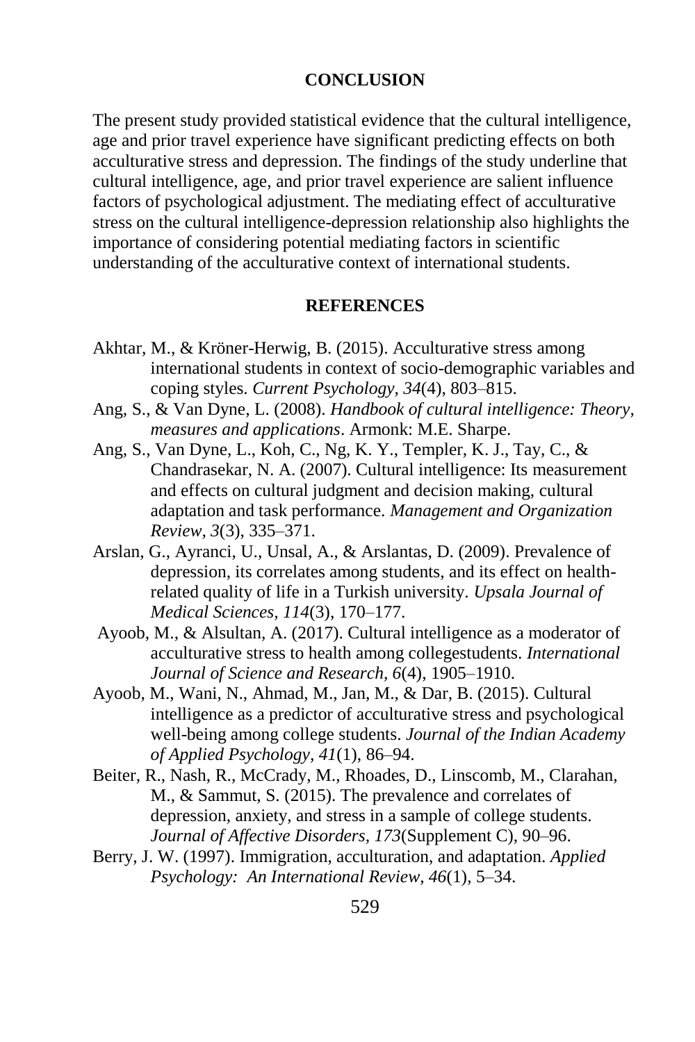## CONCLUSION

The present study provided statistical evidence that the cultural intelligence, age and prior travel experience have significant predicting effects on both acculturative stress and depression. The findings of the study underline that cultural intelligence, age, and prior travel experience are salient influence factors of psychological adjustment. The mediating effect of acculturative stress on the cultural intelligence-depression relationship also highlights the importance of considering potential mediating factors in scientific understanding of the acculturative context of international students.

## REFERENCES

Akhtar, M., & Kröner-Herwig, B. (2015). Acculturative stress among international students in context of socio-demographic variables and coping styles. *Current Psychology, 34*(4), 803–815.

Ang, S., & Van Dyne, L. (2008). *Handbook of cultural intelligence: Theory, measures and applications*. Armonk: M.E. Sharpe.

Ang, S., Van Dyne, L., Koh, C., Ng, K. Y., Templer, K. J., Tay, C., & Chandrasekar, N. A. (2007). Cultural intelligence: Its measurement and effects on cultural judgment and decision making, cultural adaptation and task performance. *Management and Organization Review, 3*(3), 335–371.

Arslan, G., Ayranci, U., Unsal, A., & Arslantas, D. (2009). Prevalence of depression, its correlates among students, and its effect on health-related quality of life in a Turkish university. *Upsala Journal of Medical Sciences, 114*(3), 170–177.

Ayoob, M., & Alsultan, A. (2017). Cultural intelligence as a moderator of acculturative stress to health among collegestudents. *International Journal of Science and Research, 6*(4), 1905–1910.

Ayoob, M., Wani, N., Ahmad, M., Jan, M., & Dar, B. (2015). Cultural intelligence as a predictor of acculturative stress and psychological well-being among college students. *Journal of the Indian Academy of Applied Psychology, 41*(1), 86–94.

Beiter, R., Nash, R., McCrady, M., Rhoades, D., Linscomb, M., Clarahan, M., & Sammut, S. (2015). The prevalence and correlates of depression, anxiety, and stress in a sample of college students. *Journal of Affective Disorders, 173*(Supplement C), 90–96.

Berry, J. W. (1997). Immigration, acculturation, and adaptation. *Applied Psychology: An International Review, 46*(1), 5–34.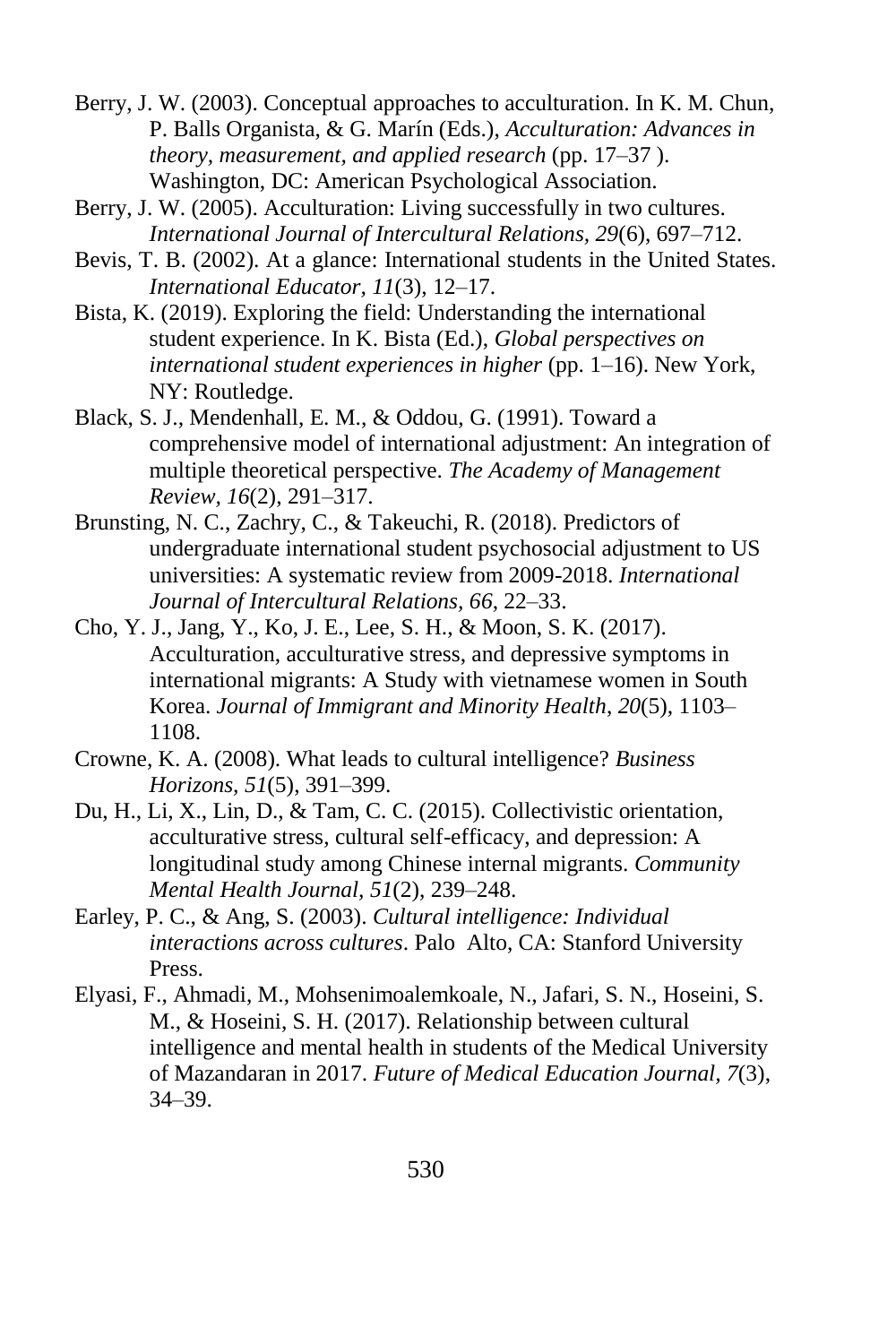Berry, J. W. (2003). Conceptual approaches to acculturation. In K. M. Chun, P. Balls Organista, & G. Marín (Eds.), *Acculturation: Advances in theory, measurement, and applied research* (pp. 17–37 ). Washington, DC: American Psychological Association.

Berry, J. W. (2005). Acculturation: Living successfully in two cultures. *International Journal of Intercultural Relations, 29*(6), 697–712.

Bevis, T. B. (2002). At a glance: International students in the United States. *International Educator, 11*(3), 12–17.

Bista, K. (2019). Exploring the field: Understanding the international student experience. In K. Bista (Ed.), *Global perspectives on international student experiences in higher* (pp. 1–16). New York, NY: Routledge.

Black, S. J., Mendenhall, E. M., & Oddou, G. (1991). Toward a comprehensive model of international adjustment: An integration of multiple theoretical perspective. *The Academy of Management Review, 16*(2), 291–317.

Brunsting, N. C., Zachry, C., & Takeuchi, R. (2018). Predictors of undergraduate international student psychosocial adjustment to US universities: A systematic review from 2009-2018. *International Journal of Intercultural Relations, 66*, 22–33.

Cho, Y. J., Jang, Y., Ko, J. E., Lee, S. H., & Moon, S. K. (2017). Acculturation, acculturative stress, and depressive symptoms in international migrants: A Study with vietnamese women in South Korea. *Journal of Immigrant and Minority Health, 20*(5), 1103–1108.

Crowne, K. A. (2008). What leads to cultural intelligence? *Business Horizons, 51*(5), 391–399.

Du, H., Li, X., Lin, D., & Tam, C. C. (2015). Collectivistic orientation, acculturative stress, cultural self-efficacy, and depression: A longitudinal study among Chinese internal migrants. *Community Mental Health Journal, 51*(2), 239–248.

Earley, P. C., & Ang, S. (2003). *Cultural intelligence: Individual interactions across cultures*. Palo Alto, CA: Stanford University Press.

Elyasi, F., Ahmadi, M., Mohsenimoalemkoale, N., Jafari, S. N., Hoseini, S. M., & Hoseini, S. H. (2017). Relationship between cultural intelligence and mental health in students of the Medical University of Mazandaran in 2017. *Future of Medical Education Journal, 7*(3), 34–39.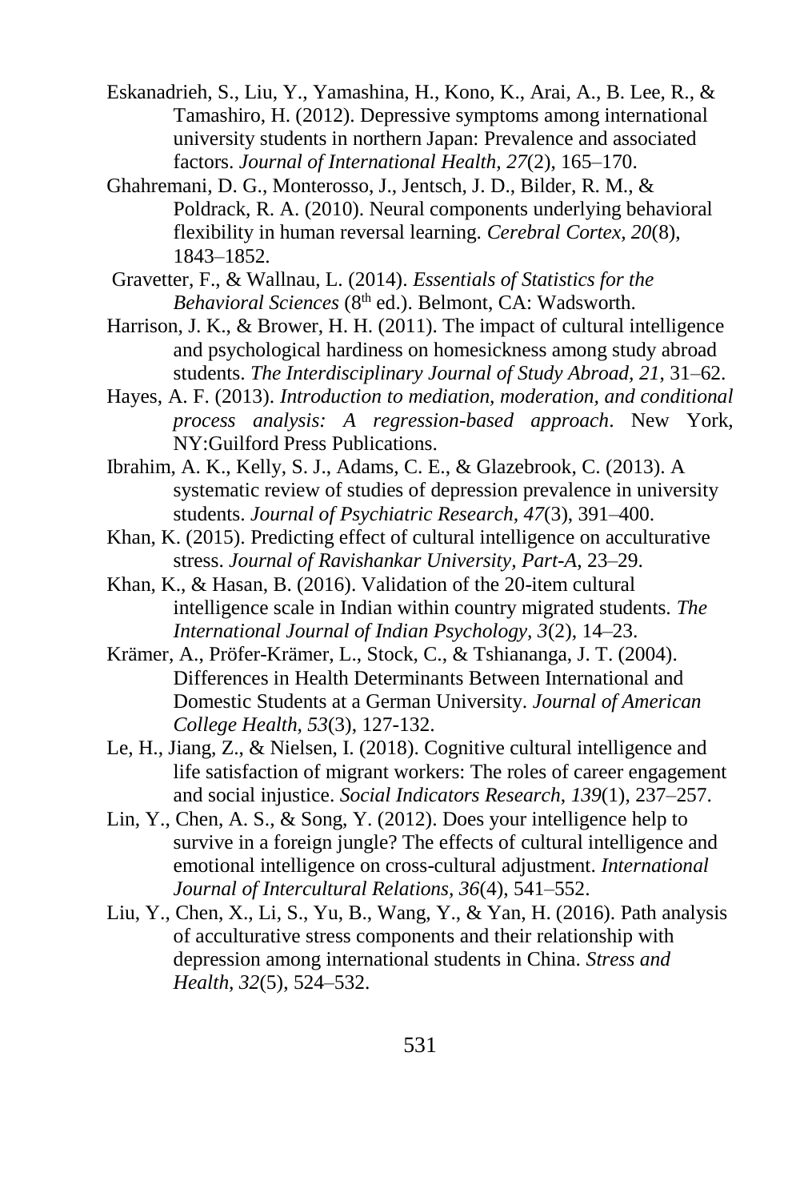Eskanadrieh, S., Liu, Y., Yamashina, H., Kono, K., Arai, A., B. Lee, R., & Tamashiro, H. (2012). Depressive symptoms among international university students in northern Japan: Prevalence and associated factors. *Journal of International Health, 27*(2), 165–170.

Ghahremani, D. G., Monterosso, J., Jentsch, J. D., Bilder, R. M., & Poldrack, R. A. (2010). Neural components underlying behavioral flexibility in human reversal learning. *Cerebral Cortex, 20*(8), 1843–1852.

Gravetter, F., & Wallnau, L. (2014). *Essentials of Statistics for the Behavioral Sciences* (8th ed.). Belmont, CA: Wadsworth.

Harrison, J. K., & Brower, H. H. (2011). The impact of cultural intelligence and psychological hardiness on homesickness among study abroad students. *The Interdisciplinary Journal of Study Abroad*, *21*, 31–62.

Hayes, A. F. (2013). *Introduction to mediation, moderation, and conditional process analysis: A regression-based approach*. New York, NY:Guilford Press Publications.

Ibrahim, A. K., Kelly, S. J., Adams, C. E., & Glazebrook, C. (2013). A systematic review of studies of depression prevalence in university students. *Journal of Psychiatric Research, 47*(3), 391–400.

Khan, K. (2015). Predicting effect of cultural intelligence on acculturative stress. *Journal of Ravishankar University, Part-A*, 23–29.

Khan, K., & Hasan, B. (2016). Validation of the 20-item cultural intelligence scale in Indian within country migrated students. *The International Journal of Indian Psychology, 3*(2), 14–23.

Krämer, A., Pröfer-Krämer, L., Stock, C., & Tshiananga, J. T. (2004). Differences in Health Determinants Between International and Domestic Students at a German University. *Journal of American College Health, 53*(3), 127-132.

Le, H., Jiang, Z., & Nielsen, I. (2018). Cognitive cultural intelligence and life satisfaction of migrant workers: The roles of career engagement and social injustice. *Social Indicators Research*, *139*(1), 237–257.

Lin, Y., Chen, A. S., & Song, Y. (2012). Does your intelligence help to survive in a foreign jungle? The effects of cultural intelligence and emotional intelligence on cross-cultural adjustment. *International Journal of Intercultural Relations*, *36*(4), 541–552.

Liu, Y., Chen, X., Li, S., Yu, B., Wang, Y., & Yan, H. (2016). Path analysis of acculturative stress components and their relationship with depression among international students in China. *Stress and Health, 32*(5), 524–532.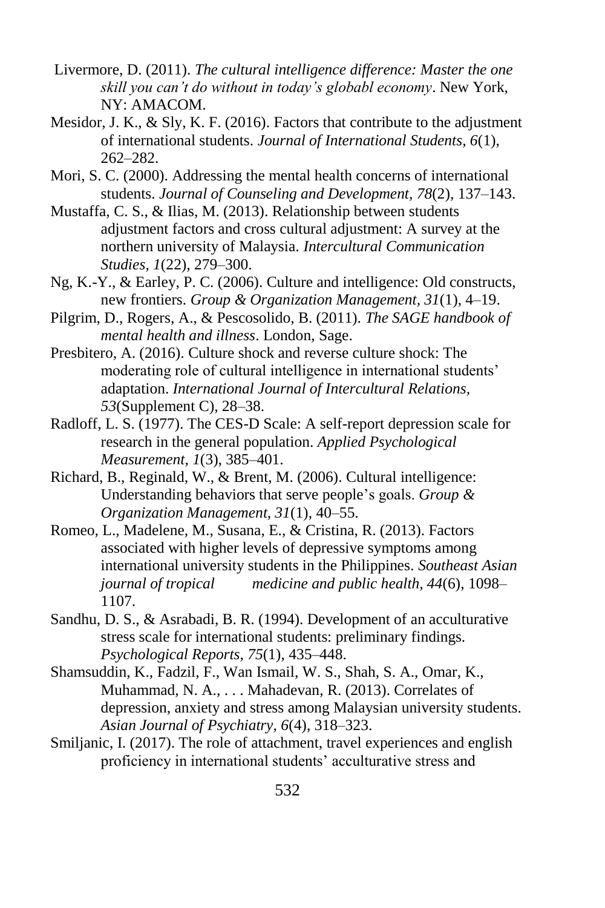Livermore, D. (2011). *The cultural intelligence difference: Master the one skill you can't do without in today's globabl economy*. New York, NY: AMACOM.

Mesidor, J. K., & Sly, K. F. (2016). Factors that contribute to the adjustment of international students. *Journal of International Students, 6*(1), 262–282.

Mori, S. C. (2000). Addressing the mental health concerns of international students. *Journal of Counseling and Development, 78*(2), 137–143.

Mustaffa, C. S., & Ilias, M. (2013). Relationship between students adjustment factors and cross cultural adjustment: A survey at the northern university of Malaysia. *Intercultural Communication Studies, 1*(22), 279–300.

Ng, K.-Y., & Earley, P. C. (2006). Culture and intelligence: Old constructs, new frontiers. *Group & Organization Management, 31*(1), 4–19.

Pilgrim, D., Rogers, A., & Pescosolido, B. (2011). *The SAGE handbook of mental health and illness*. London, Sage.

Presbitero, A. (2016). Culture shock and reverse culture shock: The moderating role of cultural intelligence in international students' adaptation. *International Journal of Intercultural Relations, 53*(Supplement C), 28–38.

Radloff, L. S. (1977). The CES-D Scale: A self-report depression scale for research in the general population. *Applied Psychological Measurement, 1*(3), 385–401.

Richard, B., Reginald, W., & Brent, M. (2006). Cultural intelligence: Understanding behaviors that serve people's goals. *Group & Organization Management, 31*(1), 40–55.

Romeo, L., Madelene, M., Susana, E., & Cristina, R. (2013). Factors associated with higher levels of depressive symptoms among international university students in the Philippines. *Southeast Asian journal of tropical medicine and public health, 44*(6), 1098–1107.

Sandhu, D. S., & Asrabadi, B. R. (1994). Development of an acculturative stress scale for international students: preliminary findings. *Psychological Reports, 75*(1), 435–448.

Shamsuddin, K., Fadzil, F., Wan Ismail, W. S., Shah, S. A., Omar, K., Muhammad, N. A., . . . Mahadevan, R. (2013). Correlates of depression, anxiety and stress among Malaysian university students. *Asian Journal of Psychiatry, 6*(4), 318–323.

Smiljanic, I. (2017). The role of attachment, travel experiences and english proficiency in international students' acculturative stress and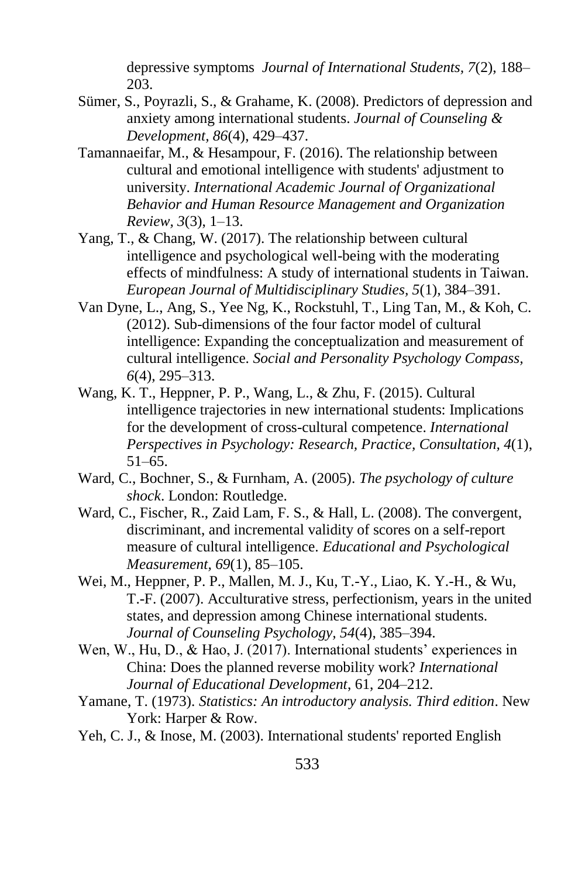depressive symptoms *Journal of International Students, 7*(2), 188–203.

Sümer, S., Poyrazli, S., & Grahame, K. (2008). Predictors of depression and anxiety among international students. *Journal of Counseling & Development, 86*(4), 429–437.

Tamannaeifar, M., & Hesampour, F. (2016). The relationship between cultural and emotional intelligence with students' adjustment to university. *International Academic Journal of Organizational Behavior and Human Resource Management and Organization Review, 3*(3), 1–13.

Yang, T., & Chang, W. (2017). The relationship between cultural intelligence and psychological well-being with the moderating effects of mindfulness: A study of international students in Taiwan. *European Journal of Multidisciplinary Studies, 5*(1), 384–391.

Van Dyne, L., Ang, S., Yee Ng, K., Rockstuhl, T., Ling Tan, M., & Koh, C. (2012). Sub-dimensions of the four factor model of cultural intelligence: Expanding the conceptualization and measurement of cultural intelligence. *Social and Personality Psychology Compass, 6*(4), 295–313.

Wang, K. T., Heppner, P. P., Wang, L., & Zhu, F. (2015). Cultural intelligence trajectories in new international students: Implications for the development of cross-cultural competence. *International Perspectives in Psychology: Research, Practice, Consultation, 4*(1), 51–65.

Ward, C., Bochner, S., & Furnham, A. (2005). *The psychology of culture shock*. London: Routledge.

Ward, C., Fischer, R., Zaid Lam, F. S., & Hall, L. (2008). The convergent, discriminant, and incremental validity of scores on a self-report measure of cultural intelligence. *Educational and Psychological Measurement, 69*(1), 85–105.

Wei, M., Heppner, P. P., Mallen, M. J., Ku, T.-Y., Liao, K. Y.-H., & Wu, T.-F. (2007). Acculturative stress, perfectionism, years in the united states, and depression among Chinese international students. *Journal of Counseling Psychology, 54*(4), 385–394.

Wen, W., Hu, D., & Hao, J. (2017). International students' experiences in China: Does the planned reverse mobility work? *International Journal of Educational Development*, 61, 204–212.

Yamane, T. (1973). *Statistics: An introductory analysis. Third edition*. New York: Harper & Row.

Yeh, C. J., & Inose, M. (2003). International students' reported English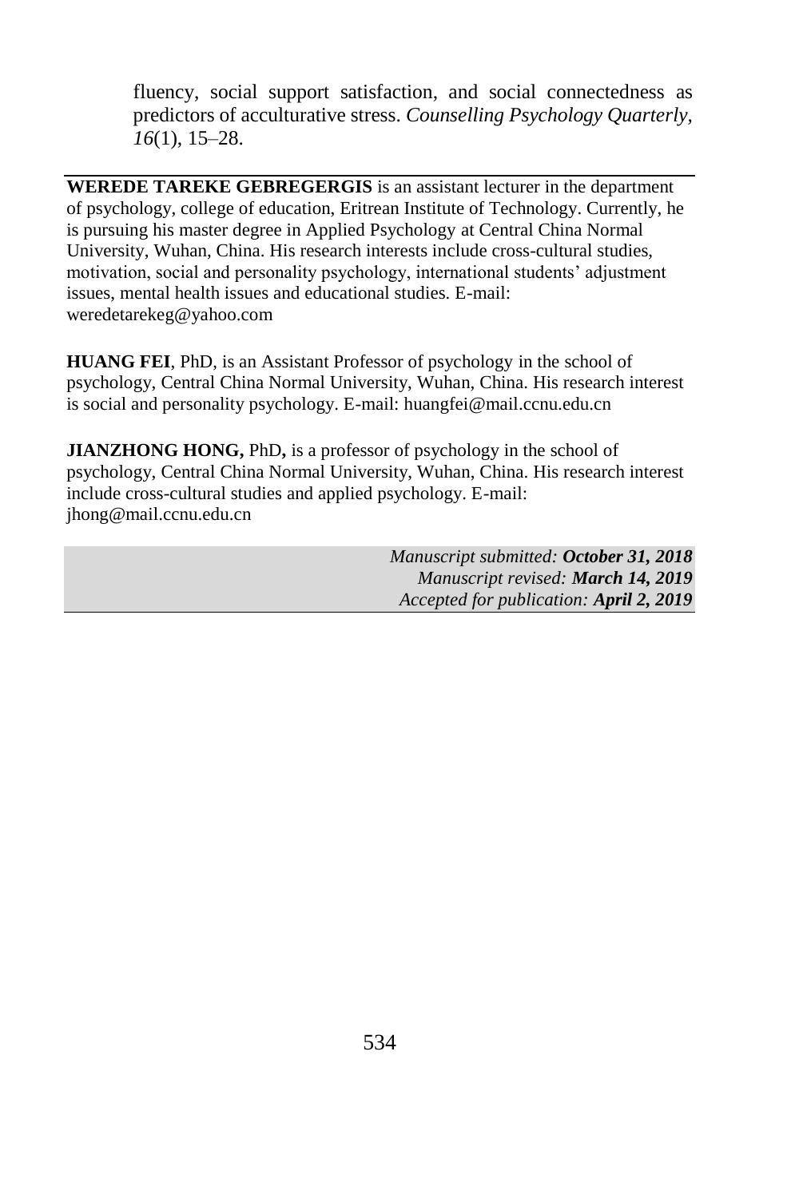fluency, social support satisfaction, and social connectedness as predictors of acculturative stress. *Counselling Psychology Quarterly, 16*(1), 15–28.

---

**WEREDE TAREKE GEBREGERGIS** is an assistant lecturer in the department of psychology, college of education, Eritrean Institute of Technology. Currently, he is pursuing his master degree in Applied Psychology at Central China Normal University, Wuhan, China. His research interests include cross-cultural studies, motivation, social and personality psychology, international students' adjustment issues, mental health issues and educational studies. E-mail: weredetarekeg@yahoo.com

**HUANG FEI**, PhD, is an Assistant Professor of psychology in the school of psychology, Central China Normal University, Wuhan, China. His research interest is social and personality psychology. E-mail: huangfei@mail.ccnu.edu.cn

**JIANZHONG HONG,** PhD**,** is a professor of psychology in the school of psychology, Central China Normal University, Wuhan, China. His research interest include cross-cultural studies and applied psychology. E-mail: jhong@mail.ccnu.edu.cn

*Manuscript submitted:* ***October 31, 2018***
*Manuscript revised:* ***March 14, 2019***
*Accepted for publication:* ***April 2, 2019***